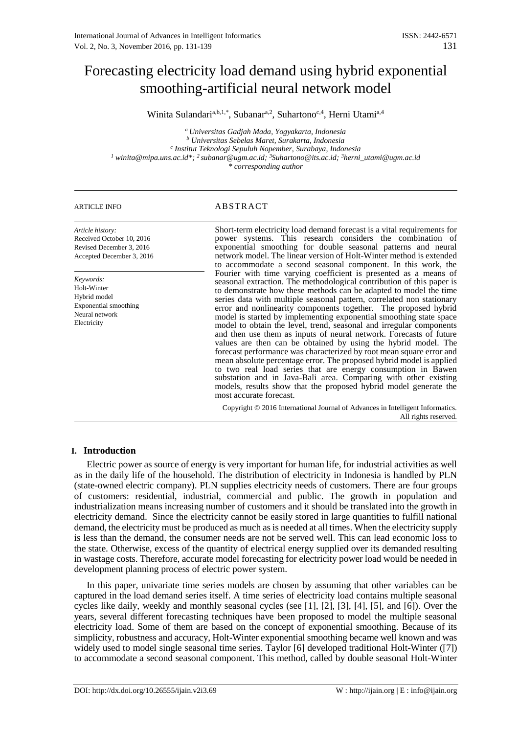# Forecasting electricity load demand using hybrid exponential smoothing-artificial neural network model

Winita Sulandari[a,b,1,*], Subanar[a,2], Suhartono[c,4], Herni Utami[a,4]

[a] *Universitas Gadjah Mada, Yogyakarta, Indonesia*
[b] *Universitas Sebelas Maret, Surakarta, Indonesia*
[c] *Institut Teknologi Sepuluh Nopember, Surabaya, Indonesia*
[1] *winita@mipa.uns.ac.id\*;* [2] *subanar@ugm.ac.id;* [3]*Suhartono@its.ac.id;* [3]*herni_utami@ugm.ac.id*
*\* corresponding author*

---

ARTICLE INFO

*Article history:*
Received October 10, 2016
Revised December 3, 2016
Accepted December 3, 2016

*Keywords:*
Holt-Winter
Hybrid model
Exponential smoothing
Neural network
Electricity

## ABSTRACT

Short-term electricity load demand forecast is a vital requirements for power systems. This research considers the combination of exponential smoothing for double seasonal patterns and neural network model. The linear version of Holt-Winter method is extended to accommodate a second seasonal component. In this work, the Fourier with time varying coefficient is presented as a means of seasonal extraction. The methodological contribution of this paper is to demonstrate how these methods can be adapted to model the time series data with multiple seasonal pattern, correlated non stationary error and nonlinearity components together. The proposed hybrid model is started by implementing exponential smoothing state space model to obtain the level, trend, seasonal and irregular components and then use them as inputs of neural network. Forecasts of future values are then can be obtained by using the hybrid model. The forecast performance was characterized by root mean square error and mean absolute percentage error. The proposed hybrid model is applied to two real load series that are energy consumption in Bawen substation and in Java-Bali area. Comparing with other existing models, results show that the proposed hybrid model generate the most accurate forecast.

Copyright © 2016 International Journal of Advances in Intelligent Informatics. All rights reserved.

---

## I. Introduction

Electric power as source of energy is very important for human life, for industrial activities as well as in the daily life of the household. The distribution of electricity in Indonesia is handled by PLN (state-owned electric company). PLN supplies electricity needs of customers. There are four groups of customers: residential, industrial, commercial and public. The growth in population and industrialization means increasing number of customers and it should be translated into the growth in electricity demand. Since the electricity cannot be easily stored in large quantities to fulfill national demand, the electricity must be produced as much as is needed at all times. When the electricity supply is less than the demand, the consumer needs are not be served well. This can lead economic loss to the state. Otherwise, excess of the quantity of electrical energy supplied over its demanded resulting in wastage costs. Therefore, accurate model forecasting for electricity power load would be needed in development planning process of electric power system.

In this paper, univariate time series models are chosen by assuming that other variables can be captured in the load demand series itself. A time series of electricity load contains multiple seasonal cycles like daily, weekly and monthly seasonal cycles (see [1], [2], [3], [4], [5], and [6]). Over the years, several different forecasting techniques have been proposed to model the multiple seasonal electricity load. Some of them are based on the concept of exponential smoothing. Because of its simplicity, robustness and accuracy, Holt-Winter exponential smoothing became well known and was widely used to model single seasonal time series. Taylor [6] developed traditional Holt-Winter ([7]) to accommodate a second seasonal component. This method, called by double seasonal Holt-Winter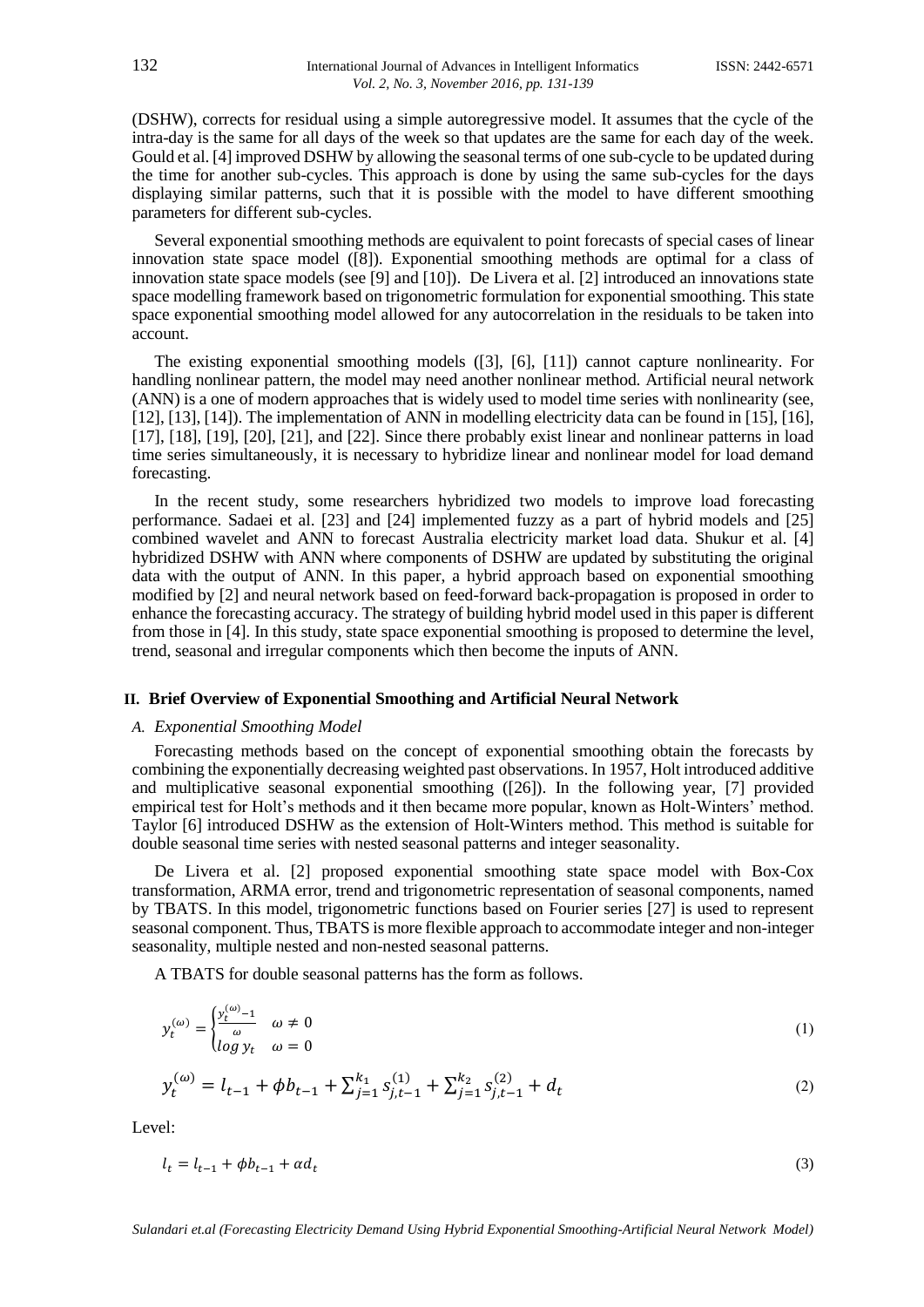(DSHW), corrects for residual using a simple autoregressive model. It assumes that the cycle of the intra-day is the same for all days of the week so that updates are the same for each day of the week. Gould et al. [4] improved DSHW by allowing the seasonal terms of one sub-cycle to be updated during the time for another sub-cycles. This approach is done by using the same sub-cycles for the days displaying similar patterns, such that it is possible with the model to have different smoothing parameters for different sub-cycles.

Several exponential smoothing methods are equivalent to point forecasts of special cases of linear innovation state space model ([8]). Exponential smoothing methods are optimal for a class of innovation state space models (see [9] and [10]). De Livera et al. [2] introduced an innovations state space modelling framework based on trigonometric formulation for exponential smoothing. This state space exponential smoothing model allowed for any autocorrelation in the residuals to be taken into account.

The existing exponential smoothing models ([3], [6], [11]) cannot capture nonlinearity. For handling nonlinear pattern, the model may need another nonlinear method. Artificial neural network (ANN) is a one of modern approaches that is widely used to model time series with nonlinearity (see, [12], [13], [14]). The implementation of ANN in modelling electricity data can be found in [15], [16], [17], [18], [19], [20], [21], and [22]. Since there probably exist linear and nonlinear patterns in load time series simultaneously, it is necessary to hybridize linear and nonlinear model for load demand forecasting.

In the recent study, some researchers hybridized two models to improve load forecasting performance. Sadaei et al. [23] and [24] implemented fuzzy as a part of hybrid models and [25] combined wavelet and ANN to forecast Australia electricity market load data. Shukur et al. [4] hybridized DSHW with ANN where components of DSHW are updated by substituting the original data with the output of ANN. In this paper, a hybrid approach based on exponential smoothing modified by [2] and neural network based on feed-forward back-propagation is proposed in order to enhance the forecasting accuracy. The strategy of building hybrid model used in this paper is different from those in [4]. In this study, state space exponential smoothing is proposed to determine the level, trend, seasonal and irregular components which then become the inputs of ANN.

## II. Brief Overview of Exponential Smoothing and Artificial Neural Network

### *A. Exponential Smoothing Model*

Forecasting methods based on the concept of exponential smoothing obtain the forecasts by combining the exponentially decreasing weighted past observations. In 1957, Holt introduced additive and multiplicative seasonal exponential smoothing ([26]). In the following year, [7] provided empirical test for Holt's methods and it then became more popular, known as Holt-Winters' method. Taylor [6] introduced DSHW as the extension of Holt-Winters method. This method is suitable for double seasonal time series with nested seasonal patterns and integer seasonality.

De Livera et al. [2] proposed exponential smoothing state space model with Box-Cox transformation, ARMA error, trend and trigonometric representation of seasonal components, named by TBATS. In this model, trigonometric functions based on Fourier series [27] is used to represent seasonal component. Thus, TBATS is more flexible approach to accommodate integer and non-integer seasonality, multiple nested and non-nested seasonal patterns.

A TBATS for double seasonal patterns has the form as follows.

$$y_t^{(\omega)} = \begin{cases} \frac{y_t^{(\omega)}-1}{\omega} & \omega \neq 0 \\ \log y_t & \omega = 0 \end{cases} \tag{1}$$

$$y_t^{(\omega)} = l_{t-1} + \phi b_{t-1} + \sum_{j=1}^{k_1} s_{j,t-1}^{(1)} + \sum_{j=1}^{k_2} s_{j,t-1}^{(2)} + d_t \tag{2}$$

Level:

$$l_t = l_{t-1} + \phi b_{t-1} + \alpha d_t \tag{3}$$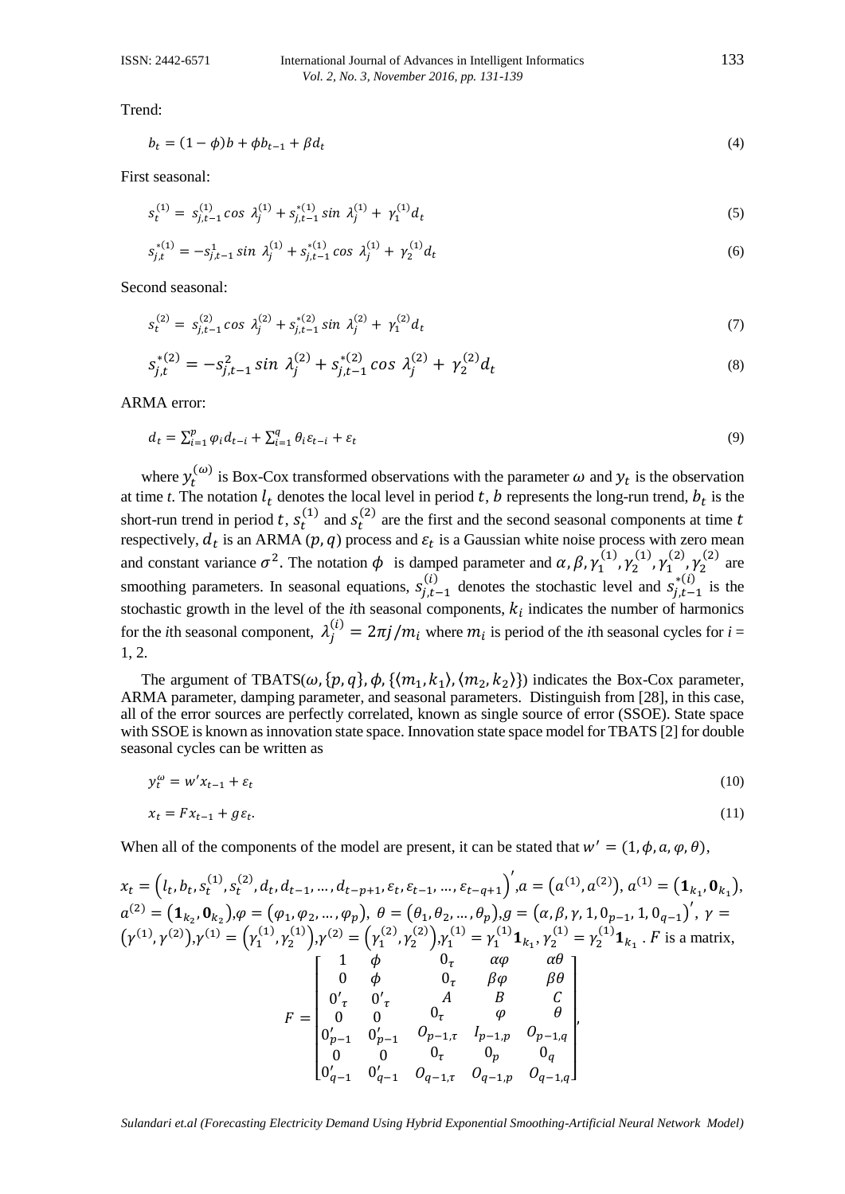Trend:

$$b_t = (1-\phi)b + \phi b_{t-1} + \beta d_t \tag{4}$$

First seasonal:

$$s_t^{(1)} = s_{j,t-1}^{(1)} \cos \lambda_j^{(1)} + s_{j,t-1}^{*(1)} \sin \lambda_j^{(1)} + \gamma_1^{(1)} d_t \tag{5}$$

$$s_{j,t}^{*(1)} = -s_{j,t-1}^{1} \sin \lambda_j^{(1)} + s_{j,t-1}^{*(1)} \cos \lambda_j^{(1)} + \gamma_2^{(1)} d_t \tag{6}$$

Second seasonal:

$$s_t^{(2)} = s_{j,t-1}^{(2)} \cos \lambda_j^{(2)} + s_{j,t-1}^{*(2)} \sin \lambda_j^{(2)} + \gamma_1^{(2)} d_t \tag{7}$$

$$s_{j,t}^{*(2)} = -s_{j,t-1}^{2} \sin \lambda_j^{(2)} + s_{j,t-1}^{*(2)} \cos \lambda_j^{(2)} + \gamma_2^{(2)} d_t \tag{8}$$

ARMA error:

$$d_t = \sum_{i=1}^{p} \varphi_i d_{t-i} + \sum_{i=1}^{q} \theta_i \varepsilon_{t-i} + \varepsilon_t \tag{9}$$

where $y_t^{(\omega)}$ is Box-Cox transformed observations with the parameter $\omega$ and $y_t$ is the observation at time *t*. The notation $l_t$ denotes the local level in period $t$, $b$ represents the long-run trend, $b_t$ is the short-run trend in period $t$, $s_t^{(1)}$ and $s_t^{(2)}$ are the first and the second seasonal components at time $t$ respectively, $d_t$ is an ARMA $(p, q)$ process and $\varepsilon_t$ is a Gaussian white noise process with zero mean and constant variance $\sigma^2$. The notation $\phi$ is damped parameter and $\alpha, \beta, \gamma_1^{(1)}, \gamma_2^{(1)}, \gamma_1^{(2)}, \gamma_2^{(2)}$ are smoothing parameters. In seasonal equations, $s_{j,t-1}^{(i)}$ denotes the stochastic level and $s_{j,t-1}^{*(i)}$ is the stochastic growth in the level of the *i*th seasonal components, $k_i$ indicates the number of harmonics for the *i*th seasonal component, $\lambda_j^{(i)} = 2\pi j/m_i$ where $m_i$ is period of the *i*th seasonal cycles for *i* = 1, 2.

The argument of TBATS$(\omega, \{p,q\}, \phi, \{\langle m_1, k_1\rangle, \langle m_2, k_2\rangle\})$ indicates the Box-Cox parameter, ARMA parameter, damping parameter, and seasonal parameters. Distinguish from [28], in this case, all of the error sources are perfectly correlated, known as single source of error (SSOE). State space with SSOE is known as innovation state space. Innovation state space model for TBATS [2] for double seasonal cycles can be written as

$$y_t^{\omega} = w' x_{t-1} + \varepsilon_t \tag{10}$$

$$x_t = F x_{t-1} + g\varepsilon_t. \tag{11}$$

When all of the components of the model are present, it can be stated that $w' = (1, \phi, a, \varphi, \theta)$,

$x_t = \left(l_t, b_t, s_t^{(1)}, s_t^{(2)}, d_t, d_{t-1}, \ldots, d_{t-p+1}, \varepsilon_t, \varepsilon_{t-1}, \ldots, \varepsilon_{t-q+1}\right)'$, $a = \left(a^{(1)}, a^{(2)}\right)$, $a^{(1)} = \left(\mathbf{1}_{k_1}, \mathbf{0}_{k_1}\right)$, $a^{(2)} = \left(\mathbf{1}_{k_2}, \mathbf{0}_{k_2}\right)$, $\varphi = (\varphi_1, \varphi_2, \ldots, \varphi_p)$, $\theta = (\theta_1, \theta_2, \ldots, \theta_p)$, $g = \left(\alpha, \beta, \gamma, 1, 0_{p-1}, 1, 0_{q-1}\right)'$, $\gamma = \left(\gamma^{(1)}, \gamma^{(2)}\right)$, $\gamma^{(1)} = \left(\gamma_1^{(1)}, \gamma_2^{(1)}\right)$, $\gamma^{(2)} = \left(\gamma_1^{(2)}, \gamma_2^{(2)}\right)$, $\gamma_1^{(1)} = \gamma_1^{(1)} \mathbf{1}_{k_1}$, $\gamma_2^{(1)} = \gamma_2^{(1)} \mathbf{1}_{k_1}$. $F$ is a matrix,

$$F = \begin{bmatrix} 1 & \phi & 0_\tau & \alpha\varphi & \alpha\theta \\ 0 & \phi & 0_\tau & \beta\varphi & \beta\theta \\ 0'_\tau & 0'_\tau & A & B & C \\ 0 & 0 & 0_\tau & \varphi & \theta \\ 0'_{p-1} & 0'_{p-1} & O_{p-1,\tau} & I_{p-1,p} & O_{p-1,q} \\ 0 & 0 & 0_\tau & 0_p & 0_q \\ 0'_{q-1} & 0'_{q-1} & O_{q-1,\tau} & O_{q-1,p} & O_{q-1,q} \end{bmatrix},$$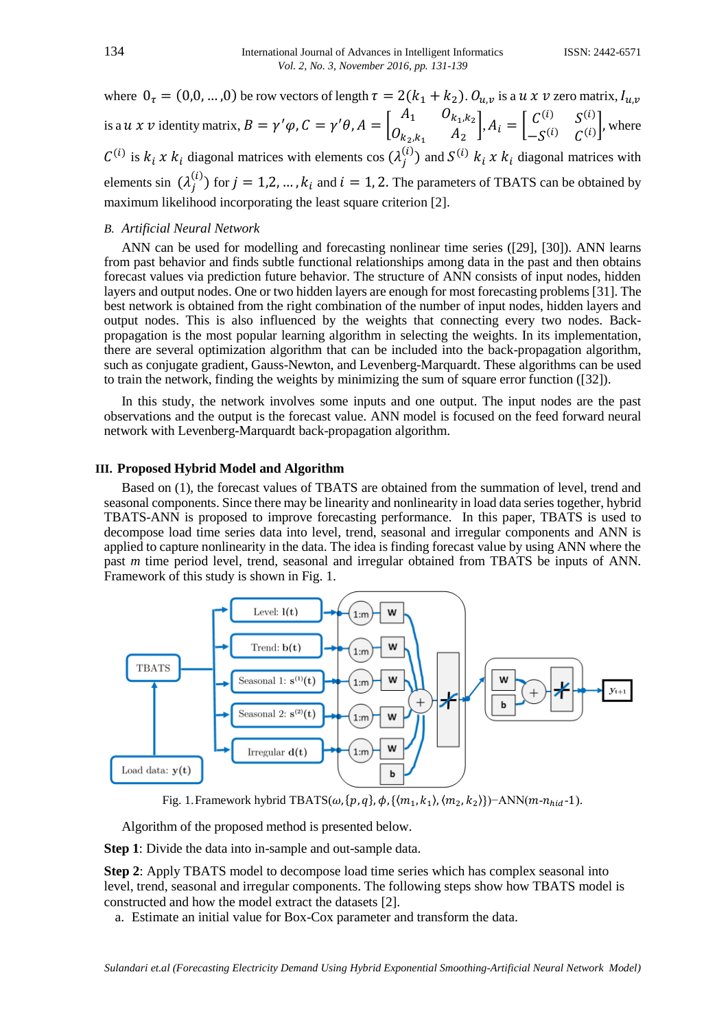where $0_\tau = (0,0,\dots,0)$ be row vectors of length $\tau = 2(k_1 + k_2)$. $O_{u,v}$ is a $u \; x \; v$ zero matrix, $I_{u,v}$ is a $u \; x \; v$ identity matrix, $B = \gamma'\varphi, C = \gamma'\theta, A = \begin{bmatrix} A_1 & O_{k_1,k_2} \\ O_{k_2,k_1} & A_2 \end{bmatrix}, A_i = \begin{bmatrix} C^{(i)} & S^{(i)} \\ -S^{(i)} & C^{(i)} \end{bmatrix}$, where $C^{(i)}$ is $k_i \; x \; k_i$ diagonal matrices with elements cos $(\lambda_j^{(i)})$ and $S^{(i)}$ $k_i \; x \; k_i$ diagonal matrices with elements sin $(\lambda_j^{(i)})$ for $j = 1,2,\dots,k_i$ and $i = 1, 2$. The parameters of TBATS can be obtained by maximum likelihood incorporating the least square criterion [2].

### B. *Artificial Neural Network*

ANN can be used for modelling and forecasting nonlinear time series ([29], [30]). ANN learns from past behavior and finds subtle functional relationships among data in the past and then obtains forecast values via prediction future behavior. The structure of ANN consists of input nodes, hidden layers and output nodes. One or two hidden layers are enough for most forecasting problems [31]. The best network is obtained from the right combination of the number of input nodes, hidden layers and output nodes. This is also influenced by the weights that connecting every two nodes. Back-propagation is the most popular learning algorithm in selecting the weights. In its implementation, there are several optimization algorithm that can be included into the back-propagation algorithm, such as conjugate gradient, Gauss-Newton, and Levenberg-Marquardt. These algorithms can be used to train the network, finding the weights by minimizing the sum of square error function ([32]).

In this study, the network involves some inputs and one output. The input nodes are the past observations and the output is the forecast value. ANN model is focused on the feed forward neural network with Levenberg-Marquardt back-propagation algorithm.

## III. Proposed Hybrid Model and Algorithm

Based on (1), the forecast values of TBATS are obtained from the summation of level, trend and seasonal components. Since there may be linearity and nonlinearity in load data series together, hybrid TBATS-ANN is proposed to improve forecasting performance. In this paper, TBATS is used to decompose load time series data into level, trend, seasonal and irregular components and ANN is applied to capture nonlinearity in the data. The idea is finding forecast value by using ANN where the past *m* time period level, trend, seasonal and irregular obtained from TBATS be inputs of ANN. Framework of this study is shown in Fig. 1.

Fig. 1. Framework hybrid TBATS$(\omega, \{p,q\}, \phi, \{\langle m_1, k_1\rangle, \langle m_2, k_2\rangle\})$–ANN$(m$-$n_{hid}$-1).

Algorithm of the proposed method is presented below.

**Step 1**: Divide the data into in-sample and out-sample data.

**Step 2**: Apply TBATS model to decompose load time series which has complex seasonal into level, trend, seasonal and irregular components. The following steps show how TBATS model is constructed and how the model extract the datasets [2].

a. Estimate an initial value for Box-Cox parameter and transform the data.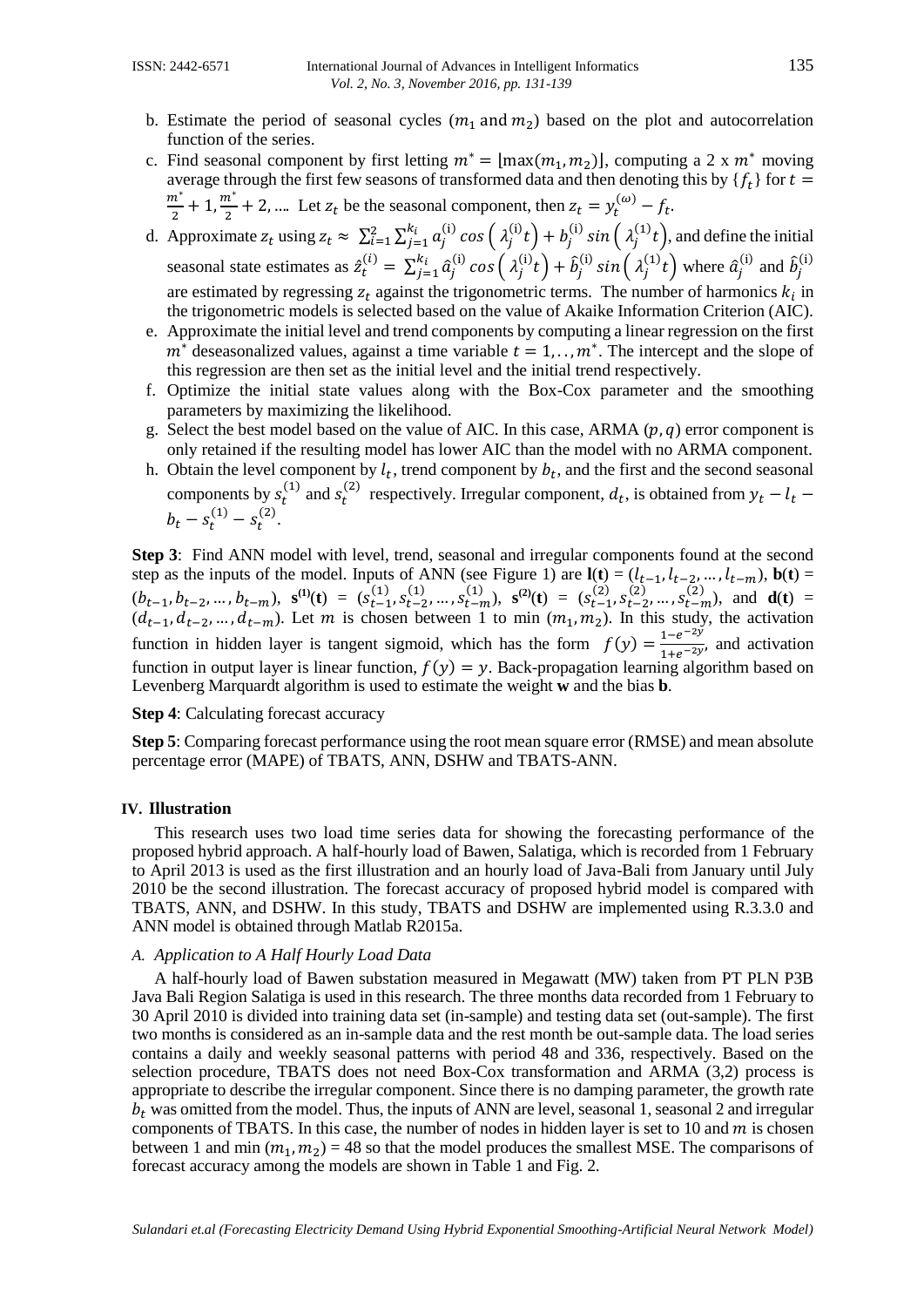b. Estimate the period of seasonal cycles ($m_1$ and $m_2$) based on the plot and autocorrelation function of the series.

c. Find seasonal component by first letting $m^* = \lfloor \max(m_1, m_2) \rfloor$, computing a 2 x $m^*$ moving average through the first few seasons of transformed data and then denoting this by $\{f_t\}$ for $t = \frac{m^*}{2} + 1, \frac{m^*}{2} + 2, \ldots$. Let $z_t$ be the seasonal component, then $z_t = y_t^{(\omega)} - f_t$.

d. Approximate $z_t$ using $z_t \approx \sum_{i=1}^{2} \sum_{j=1}^{k_i} a_j^{(i)} \cos\left(\lambda_j^{(i)} t\right) + b_j^{(i)} \sin\left(\lambda_j^{(1)} t\right)$, and define the initial seasonal state estimates as $\hat{z}_t^{(i)} = \sum_{j=1}^{k_i} \hat{a}_j^{(i)} \cos\left(\lambda_j^{(i)} t\right) + \hat{b}_j^{(i)} \sin\left(\lambda_j^{(1)} t\right)$ where $\hat{a}_j^{(i)}$ and $\hat{b}_j^{(i)}$ are estimated by regressing $z_t$ against the trigonometric terms. The number of harmonics $k_i$ in the trigonometric models is selected based on the value of Akaike Information Criterion (AIC).

e. Approximate the initial level and trend components by computing a linear regression on the first $m^*$ deseasonalized values, against a time variable $t = 1, \ldots, m^*$. The intercept and the slope of this regression are then set as the initial level and the initial trend respectively.

f. Optimize the initial state values along with the Box-Cox parameter and the smoothing parameters by maximizing the likelihood.

g. Select the best model based on the value of AIC. In this case, ARMA $(p, q)$ error component is only retained if the resulting model has lower AIC than the model with no ARMA component.

h. Obtain the level component by $l_t$, trend component by $b_t$, and the first and the second seasonal components by $s_t^{(1)}$ and $s_t^{(2)}$ respectively. Irregular component, $d_t$, is obtained from $y_t - l_t - b_t - s_t^{(1)} - s_t^{(2)}$.

**Step 3**: Find ANN model with level, trend, seasonal and irregular components found at the second step as the inputs of the model. Inputs of ANN (see Figure 1) are $\mathbf{l}(\mathbf{t}) = (l_{t-1}, l_{t-2}, \ldots, l_{t-m})$, $\mathbf{b}(\mathbf{t}) = (b_{t-1}, b_{t-2}, \ldots, b_{t-m})$, $\mathbf{s}^{(1)}(\mathbf{t}) = (s_{t-1}^{(1)}, s_{t-2}^{(1)}, \ldots, s_{t-m}^{(1)})$, $\mathbf{s}^{(2)}(\mathbf{t}) = (s_{t-1}^{(2)}, s_{t-2}^{(2)}, \ldots, s_{t-m}^{(2)})$, and $\mathbf{d}(\mathbf{t}) = (d_{t-1}, d_{t-2}, \ldots, d_{t-m})$. Let $m$ is chosen between 1 to min $(m_1, m_2)$. In this study, the activation function in hidden layer is tangent sigmoid, which has the form $f(y) = \frac{1-e^{-2y}}{1+e^{-2y}}$, and activation function in output layer is linear function, $f(y) = y$. Back-propagation learning algorithm based on Levenberg Marquardt algorithm is used to estimate the weight **w** and the bias **b**.

**Step 4**: Calculating forecast accuracy

**Step 5**: Comparing forecast performance using the root mean square error (RMSE) and mean absolute percentage error (MAPE) of TBATS, ANN, DSHW and TBATS-ANN.

## IV. Illustration

This research uses two load time series data for showing the forecasting performance of the proposed hybrid approach. A half-hourly load of Bawen, Salatiga, which is recorded from 1 February to April 2013 is used as the first illustration and an hourly load of Java-Bali from January until July 2010 be the second illustration. The forecast accuracy of proposed hybrid model is compared with TBATS, ANN, and DSHW. In this study, TBATS and DSHW are implemented using R.3.3.0 and ANN model is obtained through Matlab R2015a.

### *A. Application to A Half Hourly Load Data*

A half-hourly load of Bawen substation measured in Megawatt (MW) taken from PT PLN P3B Java Bali Region Salatiga is used in this research. The three months data recorded from 1 February to 30 April 2010 is divided into training data set (in-sample) and testing data set (out-sample). The first two months is considered as an in-sample data and the rest month be out-sample data. The load series contains a daily and weekly seasonal patterns with period 48 and 336, respectively. Based on the selection procedure, TBATS does not need Box-Cox transformation and ARMA (3,2) process is appropriate to describe the irregular component. Since there is no damping parameter, the growth rate $b_t$ was omitted from the model. Thus, the inputs of ANN are level, seasonal 1, seasonal 2 and irregular components of TBATS. In this case, the number of nodes in hidden layer is set to 10 and $m$ is chosen between 1 and min $(m_1, m_2) = 48$ so that the model produces the smallest MSE. The comparisons of forecast accuracy among the models are shown in Table 1 and Fig. 2.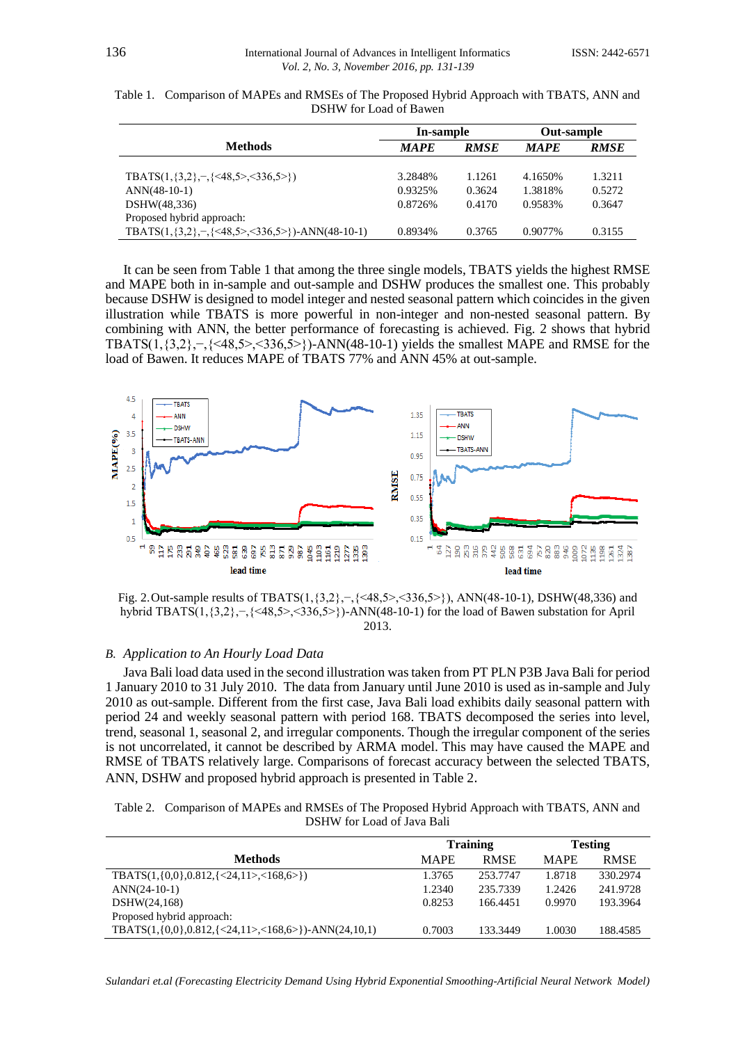Table 1. Comparison of MAPEs and RMSEs of The Proposed Hybrid Approach with TBATS, ANN and DSHW for Load of Bawen

| Methods | In-sample | | Out-sample | |
|---|---|---|---|---|
| | *MAPE* | *RMSE* | *MAPE* | *RMSE* |
| TBATS(1,{3,2},–,{<48,5>,<336,5>}) | 3.2848% | 1.1261 | 4.1650% | 1.3211 |
| ANN(48-10-1) | 0.9325% | 0.3624 | 1.3818% | 0.5272 |
| DSHW(48,336) | 0.8726% | 0.4170 | 0.9583% | 0.3647 |
| Proposed hybrid approach: | | | | |
| TBATS(1,{3,2},–,{<48,5>,<336,5>})-ANN(48-10-1) | 0.8934% | 0.3765 | 0.9077% | 0.3155 |

It can be seen from Table 1 that among the three single models, TBATS yields the highest RMSE and MAPE both in in-sample and out-sample and DSHW produces the smallest one. This probably because DSHW is designed to model integer and nested seasonal pattern which coincides in the given illustration while TBATS is more powerful in non-integer and non-nested seasonal pattern. By combining with ANN, the better performance of forecasting is achieved. Fig. 2 shows that hybrid TBATS(1,{3,2},–,{<48,5>,<336,5>})-ANN(48-10-1) yields the smallest MAPE and RMSE for the load of Bawen. It reduces MAPE of TBATS 77% and ANN 45% at out-sample.

Fig. 2. Out-sample results of TBATS(1,{3,2},–,{<48,5>,<336,5>}), ANN(48-10-1), DSHW(48,336) and hybrid TBATS(1,{3,2},–,{<48,5>,<336,5>})-ANN(48-10-1) for the load of Bawen substation for April 2013.

### *B. Application to An Hourly Load Data*

Java Bali load data used in the second illustration was taken from PT PLN P3B Java Bali for period 1 January 2010 to 31 July 2010. The data from January until June 2010 is used as in-sample and July 2010 as out-sample. Different from the first case, Java Bali load exhibits daily seasonal pattern with period 24 and weekly seasonal pattern with period 168. TBATS decomposed the series into level, trend, seasonal 1, seasonal 2, and irregular components. Though the irregular component of the series is not uncorrelated, it cannot be described by ARMA model. This may have caused the MAPE and RMSE of TBATS relatively large. Comparisons of forecast accuracy between the selected TBATS, ANN, DSHW and proposed hybrid approach is presented in Table 2.

Table 2. Comparison of MAPEs and RMSEs of The Proposed Hybrid Approach with TBATS, ANN and DSHW for Load of Java Bali

| Methods | Training | | Testing | |
|---|---|---|---|---|
| | MAPE | RMSE | MAPE | RMSE |
| TBATS(1,{0,0},0.812,{<24,11>,<168,6>}) | 1.3765 | 253.7747 | 1.8718 | 330.2974 |
| ANN(24-10-1) | 1.2340 | 235.7339 | 1.2426 | 241.9728 |
| DSHW(24,168) | 0.8253 | 166.4451 | 0.9970 | 193.3964 |
| Proposed hybrid approach: | | | | |
| TBATS(1,{0,0},0.812,{<24,11>,<168,6>})-ANN(24,10,1) | 0.7003 | 133.3449 | 1.0030 | 188.4585 |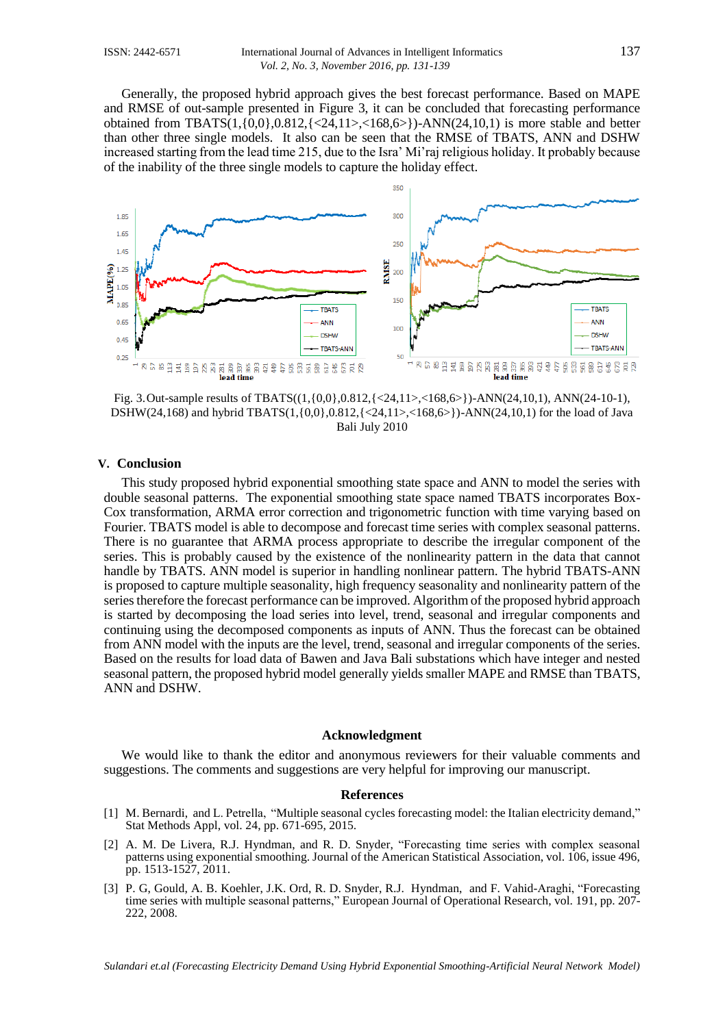Generally, the proposed hybrid approach gives the best forecast performance. Based on MAPE and RMSE of out-sample presented in Figure 3, it can be concluded that forecasting performance obtained from TBATS(1,{0,0},0.812,{<24,11>,<168,6>})-ANN(24,10,1) is more stable and better than other three single models. It also can be seen that the RMSE of TBATS, ANN and DSHW increased starting from the lead time 215, due to the Isra' Mi'raj religious holiday. It probably because of the inability of the three single models to capture the holiday effect.

Fig. 3. Out-sample results of TBATS((1,{0,0},0.812,{<24,11>,<168,6>})-ANN(24,10,1), ANN(24-10-1), DSHW(24,168) and hybrid TBATS(1,{0,0},0.812,{<24,11>,<168,6>})-ANN(24,10,1) for the load of Java Bali July 2010

## V. Conclusion

This study proposed hybrid exponential smoothing state space and ANN to model the series with double seasonal patterns. The exponential smoothing state space named TBATS incorporates Box-Cox transformation, ARMA error correction and trigonometric function with time varying based on Fourier. TBATS model is able to decompose and forecast time series with complex seasonal patterns. There is no guarantee that ARMA process appropriate to describe the irregular component of the series. This is probably caused by the existence of the nonlinearity pattern in the data that cannot handle by TBATS. ANN model is superior in handling nonlinear pattern. The hybrid TBATS-ANN is proposed to capture multiple seasonality, high frequency seasonality and nonlinearity pattern of the series therefore the forecast performance can be improved. Algorithm of the proposed hybrid approach is started by decomposing the load series into level, trend, seasonal and irregular components and continuing using the decomposed components as inputs of ANN. Thus the forecast can be obtained from ANN model with the inputs are the level, trend, seasonal and irregular components of the series. Based on the results for load data of Bawen and Java Bali substations which have integer and nested seasonal pattern, the proposed hybrid model generally yields smaller MAPE and RMSE than TBATS, ANN and DSHW.

## Acknowledgment

We would like to thank the editor and anonymous reviewers for their valuable comments and suggestions. The comments and suggestions are very helpful for improving our manuscript.

## References

[1] M. Bernardi, and L. Petrella, "Multiple seasonal cycles forecasting model: the Italian electricity demand," Stat Methods Appl, vol. 24, pp. 671-695, 2015.

[2] A. M. De Livera, R.J. Hyndman, and R. D. Snyder, "Forecasting time series with complex seasonal patterns using exponential smoothing. Journal of the American Statistical Association, vol. 106, issue 496, pp. 1513-1527, 2011.

[3] P. G, Gould, A. B. Koehler, J.K. Ord, R. D. Snyder, R.J. Hyndman, and F. Vahid-Araghi, "Forecasting time series with multiple seasonal patterns," European Journal of Operational Research, vol. 191, pp. 207-222, 2008.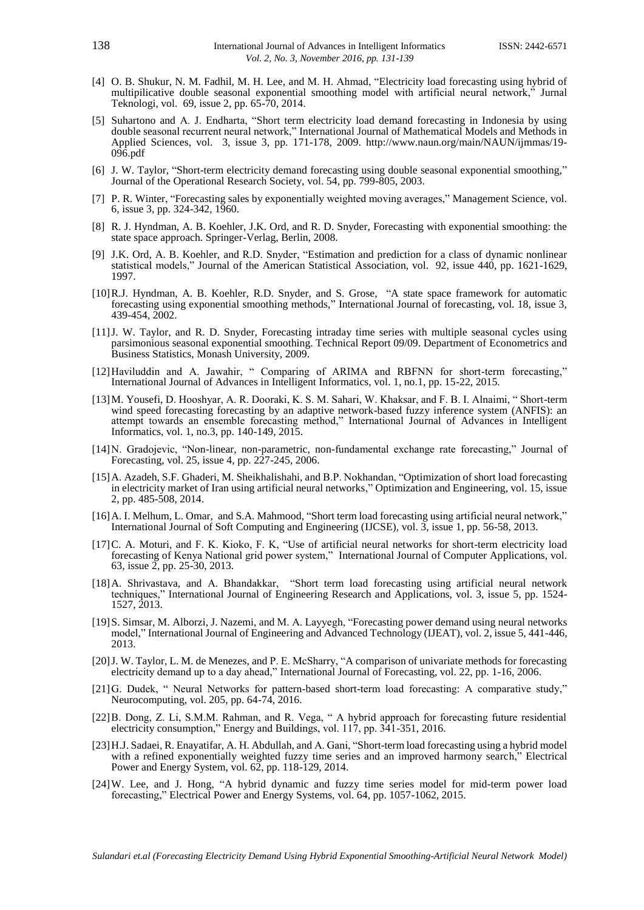[4] O. B. Shukur, N. M. Fadhil, M. H. Lee, and M. H. Ahmad, "Electricity load forecasting using hybrid of multipilicative double seasonal exponential smoothing model with artificial neural network," Jurnal Teknologi, vol. 69, issue 2, pp. 65-70, 2014.

[5] Suhartono and A. J. Endharta, "Short term electricity load demand forecasting in Indonesia by using double seasonal recurrent neural network," International Journal of Mathematical Models and Methods in Applied Sciences, vol. 3, issue 3, pp. 171-178, 2009. http://www.naun.org/main/NAUN/ijmmas/19-096.pdf

[6] J. W. Taylor, "Short-term electricity demand forecasting using double seasonal exponential smoothing," Journal of the Operational Research Society, vol. 54, pp. 799-805, 2003.

[7] P. R. Winter, "Forecasting sales by exponentially weighted moving averages," Management Science, vol. 6, issue 3, pp. 324-342, 1960.

[8] R. J. Hyndman, A. B. Koehler, J.K. Ord, and R. D. Snyder, Forecasting with exponential smoothing: the state space approach. Springer-Verlag, Berlin, 2008.

[9] J.K. Ord, A. B. Koehler, and R.D. Snyder, "Estimation and prediction for a class of dynamic nonlinear statistical models," Journal of the American Statistical Association, vol. 92, issue 440, pp. 1621-1629, 1997.

[10] R.J. Hyndman, A. B. Koehler, R.D. Snyder, and S. Grose, "A state space framework for automatic forecasting using exponential smoothing methods," International Journal of forecasting, vol. 18, issue 3, 439-454, 2002.

[11] J. W. Taylor, and R. D. Snyder, Forecasting intraday time series with multiple seasonal cycles using parsimonious seasonal exponential smoothing. Technical Report 09/09. Department of Econometrics and Business Statistics, Monash University, 2009.

[12] Haviluddin and A. Jawahir, " Comparing of ARIMA and RBFNN for short-term forecasting," International Journal of Advances in Intelligent Informatics, vol. 1, no.1, pp. 15-22, 2015.

[13] M. Yousefi, D. Hooshyar, A. R. Dooraki, K. S. M. Sahari, W. Khaksar, and F. B. I. Alnaimi, " Short-term wind speed forecasting forecasting by an adaptive network-based fuzzy inference system (ANFIS): an attempt towards an ensemble forecasting method," International Journal of Advances in Intelligent Informatics, vol. 1, no.3, pp. 140-149, 2015.

[14] N. Gradojevic, "Non-linear, non-parametric, non-fundamental exchange rate forecasting," Journal of Forecasting, vol. 25, issue 4, pp. 227-245, 2006.

[15] A. Azadeh, S.F. Ghaderi, M. Sheikhalishahi, and B.P. Nokhandan, "Optimization of short load forecasting in electricity market of Iran using artificial neural networks," Optimization and Engineering, vol. 15, issue 2, pp. 485-508, 2014.

[16] A. I. Melhum, L. Omar, and S.A. Mahmood, "Short term load forecasting using artificial neural network," International Journal of Soft Computing and Engineering (IJCSE), vol. 3, issue 1, pp. 56-58, 2013.

[17] C. A. Moturi, and F. K. Kioko, F. K, "Use of artificial neural networks for short-term electricity load forecasting of Kenya National grid power system," International Journal of Computer Applications, vol. 63, issue 2, pp. 25-30, 2013.

[18] A. Shrivastava, and A. Bhandakkar, "Short term load forecasting using artificial neural network techniques," International Journal of Engineering Research and Applications, vol. 3, issue 5, pp. 1524-1527, 2013.

[19] S. Simsar, M. Alborzi, J. Nazemi, and M. A. Layyegh, "Forecasting power demand using neural networks model," International Journal of Engineering and Advanced Technology (IJEAT), vol. 2, issue 5, 441-446, 2013.

[20] J. W. Taylor, L. M. de Menezes, and P. E. McSharry, "A comparison of univariate methods for forecasting electricity demand up to a day ahead," International Journal of Forecasting, vol. 22, pp. 1-16, 2006.

[21] G. Dudek, " Neural Networks for pattern-based short-term load forecasting: A comparative study," Neurocomputing, vol. 205, pp. 64-74, 2016.

[22] B. Dong, Z. Li, S.M.M. Rahman, and R. Vega, " A hybrid approach for forecasting future residential electricity consumption," Energy and Buildings, vol. 117, pp. 341-351, 2016.

[23] H.J. Sadaei, R. Enayatifar, A. H. Abdullah, and A. Gani, "Short-term load forecasting using a hybrid model with a refined exponentially weighted fuzzy time series and an improved harmony search," Electrical Power and Energy System, vol. 62, pp. 118-129, 2014.

[24] W. Lee, and J. Hong, "A hybrid dynamic and fuzzy time series model for mid-term power load forecasting," Electrical Power and Energy Systems, vol. 64, pp. 1057-1062, 2015.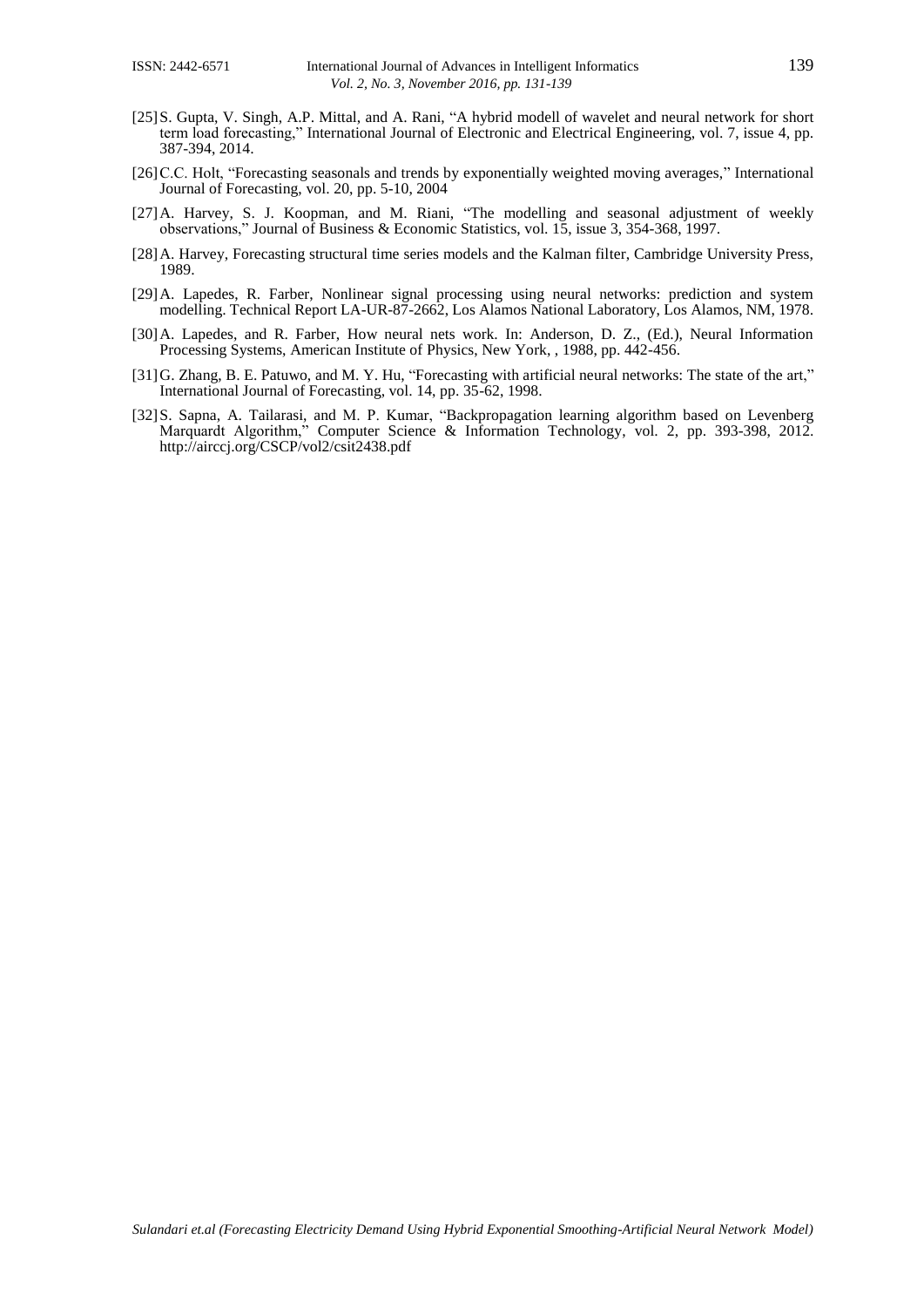[25] S. Gupta, V. Singh, A.P. Mittal, and A. Rani, "A hybrid modell of wavelet and neural network for short term load forecasting," International Journal of Electronic and Electrical Engineering, vol. 7, issue 4, pp. 387-394, 2014.

[26] C.C. Holt, "Forecasting seasonals and trends by exponentially weighted moving averages," International Journal of Forecasting, vol. 20, pp. 5-10, 2004

[27] A. Harvey, S. J. Koopman, and M. Riani, "The modelling and seasonal adjustment of weekly observations," Journal of Business & Economic Statistics, vol. 15, issue 3, 354-368, 1997.

[28] A. Harvey, Forecasting structural time series models and the Kalman filter, Cambridge University Press, 1989.

[29] A. Lapedes, R. Farber, Nonlinear signal processing using neural networks: prediction and system modelling. Technical Report LA-UR-87-2662, Los Alamos National Laboratory, Los Alamos, NM, 1978.

[30] A. Lapedes, and R. Farber, How neural nets work. In: Anderson, D. Z., (Ed.), Neural Information Processing Systems, American Institute of Physics, New York, , 1988, pp. 442-456.

[31] G. Zhang, B. E. Patuwo, and M. Y. Hu, "Forecasting with artificial neural networks: The state of the art," International Journal of Forecasting, vol. 14, pp. 35-62, 1998.

[32] S. Sapna, A. Tailarasi, and M. P. Kumar, "Backpropagation learning algorithm based on Levenberg Marquardt Algorithm," Computer Science & Information Technology, vol. 2, pp. 393-398, 2012. http://airccj.org/CSCP/vol2/csit2438.pdf